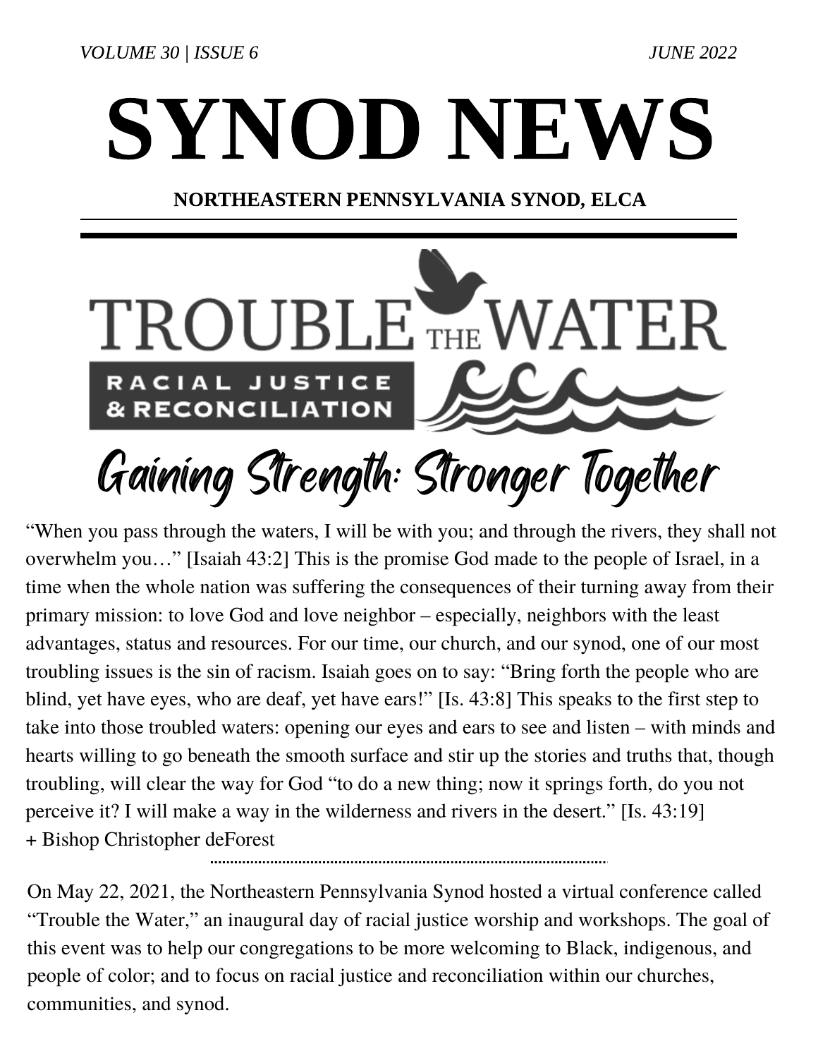# SYNOD NEWS

**NORTHEASTERN PENNSYLVANIA SYNOD, ELCA**

---

TROUBLE THE WATER

RACIAL JUSTICE & RECONCILIATION

## Gaining Strength: Stronger Together

"When you pass through the waters, I will be with you; and through the rivers, they shall not overwhelm you…" [Isaiah 43:2] This is the promise God made to the people of Israel, in a time when the whole nation was suffering the consequences of their turning away from their primary mission: to love God and love neighbor – especially, neighbors with the least advantages, status and resources. For our time, our church, and our synod, one of our most troubling issues is the sin of racism. Isaiah goes on to say: "Bring forth the people who are blind, yet have eyes, who are deaf, yet have ears!" [Is. 43:8] This speaks to the first step to take into those troubled waters: opening our eyes and ears to see and listen – with minds and hearts willing to go beneath the smooth surface and stir up the stories and truths that, though troubling, will clear the way for God "to do a new thing; now it springs forth, do you not perceive it? I will make a way in the wilderness and rivers in the desert." [Is. 43:19]
+ Bishop Christopher deForest

---

On May 22, 2021, the Northeastern Pennsylvania Synod hosted a virtual conference called "Trouble the Water," an inaugural day of racial justice worship and workshops. The goal of this event was to help our congregations to be more welcoming to Black, indigenous, and people of color; and to focus on racial justice and reconciliation within our churches, communities, and synod.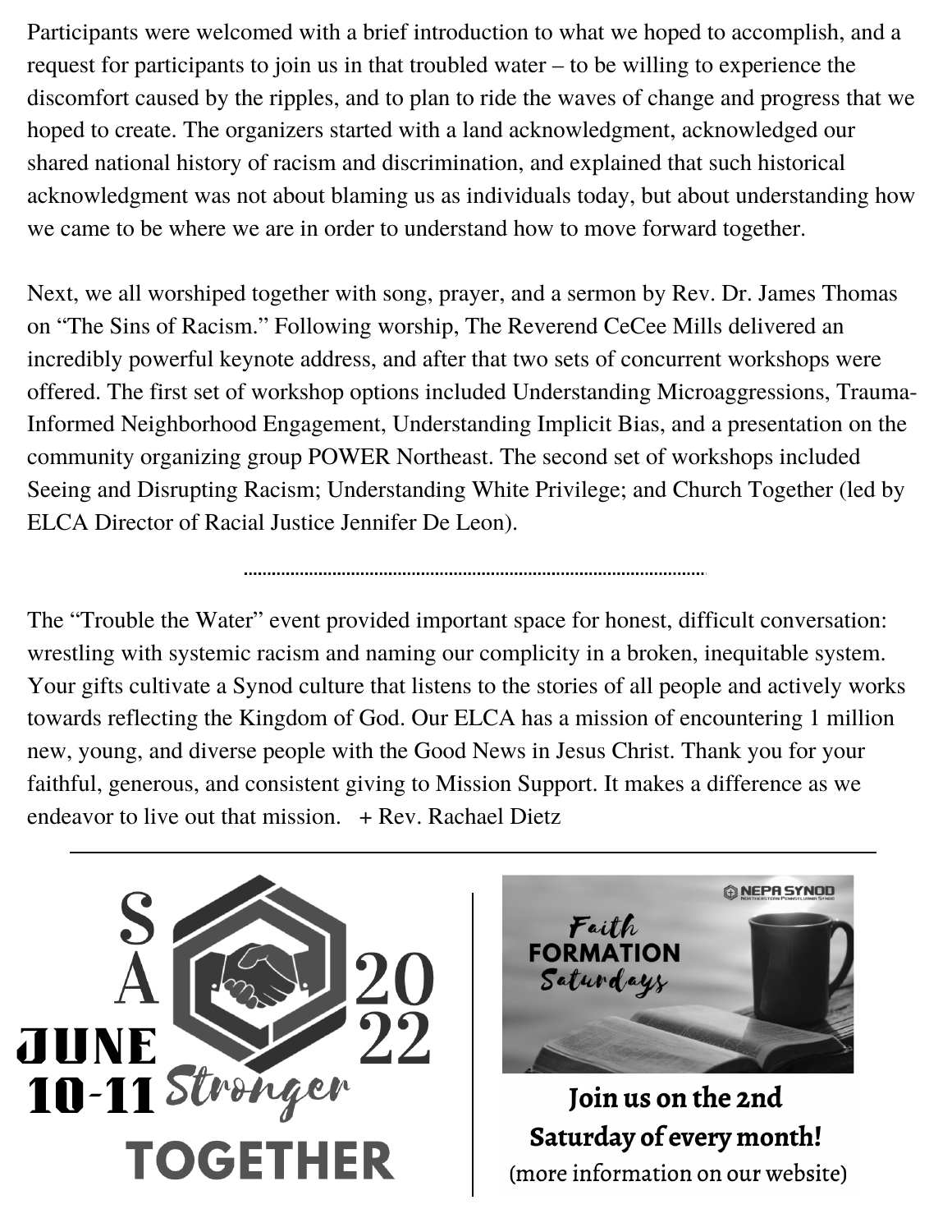Participants were welcomed with a brief introduction to what we hoped to accomplish, and a request for participants to join us in that troubled water – to be willing to experience the discomfort caused by the ripples, and to plan to ride the waves of change and progress that we hoped to create. The organizers started with a land acknowledgment, acknowledged our shared national history of racism and discrimination, and explained that such historical acknowledgment was not about blaming us as individuals today, but about understanding how we came to be where we are in order to understand how to move forward together.

Next, we all worshiped together with song, prayer, and a sermon by Rev. Dr. James Thomas on "The Sins of Racism." Following worship, The Reverend CeCee Mills delivered an incredibly powerful keynote address, and after that two sets of concurrent workshops were offered. The first set of workshop options included Understanding Microaggressions, Trauma-Informed Neighborhood Engagement, Understanding Implicit Bias, and a presentation on the community organizing group POWER Northeast. The second set of workshops included Seeing and Disrupting Racism; Understanding White Privilege; and Church Together (led by ELCA Director of Racial Justice Jennifer De Leon).

---

The "Trouble the Water" event provided important space for honest, difficult conversation: wrestling with systemic racism and naming our complicity in a broken, inequitable system. Your gifts cultivate a Synod culture that listens to the stories of all people and actively works towards reflecting the Kingdom of God. Our ELCA has a mission of encountering 1 million new, young, and diverse people with the Good News in Jesus Christ. Thank you for your faithful, generous, and consistent giving to Mission Support. It makes a difference as we endeavor to live out that mission. + Rev. Rachael Dietz

---

SA 2022

JUNE 10-11

Stronger TOGETHER

NEPA SYNOD

Northeastern Pennsylvania Synod

Faith FORMATION Saturdays

**Join us on the 2nd Saturday of every month!**

(more information on our website)